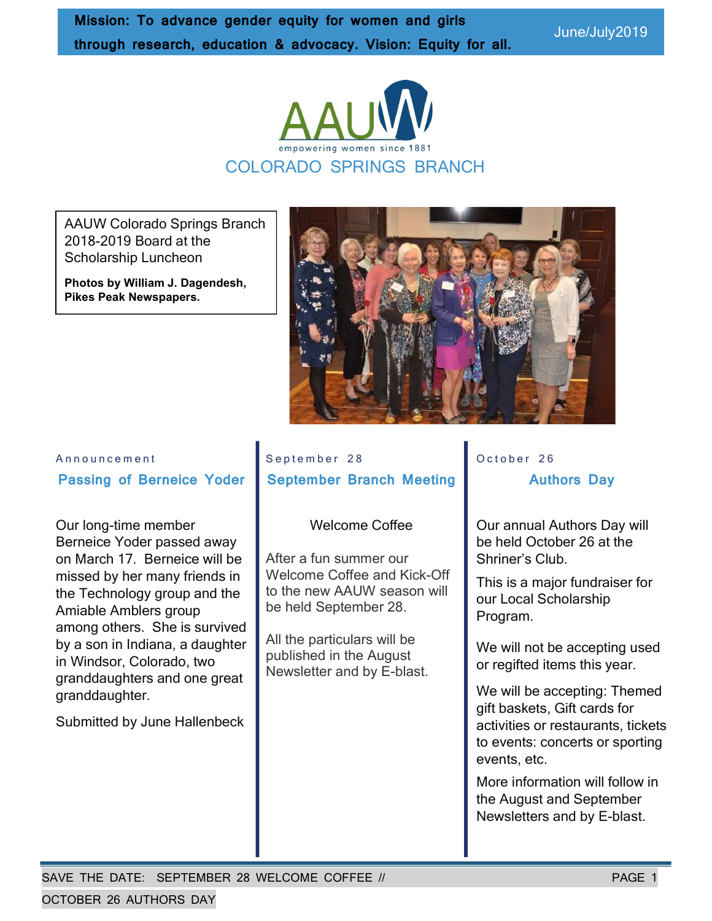**Mission: To advance gender equity for women and girls through research, education & advocacy. Vision: Equity for all.**

June/July2019

AAUW

empowering women since 1881

COLORADO SPRINGS BRANCH

AAUW Colorado Springs Branch 2018-2019 Board at the Scholarship Luncheon

**Photos by William J. Dagendesh, Pikes Peak Newspapers.**

Announcement

## Passing of Berneice Yoder

Our long-time member Berneice Yoder passed away on March 17. Berneice will be missed by her many friends in the Technology group and the Amiable Amblers group among others. She is survived by a son in Indiana, a daughter in Windsor, Colorado, two granddaughters and one great granddaughter.

Submitted by June Hallenbeck

September 28

## September Branch Meeting

Welcome Coffee

After a fun summer our Welcome Coffee and Kick-Off to the new AAUW season will be held September 28.

All the particulars will be published in the August Newsletter and by E-blast.

October 26

## Authors Day

Our annual Authors Day will be held October 26 at the Shriner's Club.

This is a major fundraiser for our Local Scholarship Program.

We will not be accepting used or regifted items this year.

We will be accepting: Themed gift baskets, Gift cards for activities or restaurants, tickets to events: concerts or sporting events, etc.

More information will follow in the August and September Newsletters and by E-blast.

SAVE THE DATE: SEPTEMBER 28 WELCOME COFFEE // OCTOBER 26 AUTHORS DAY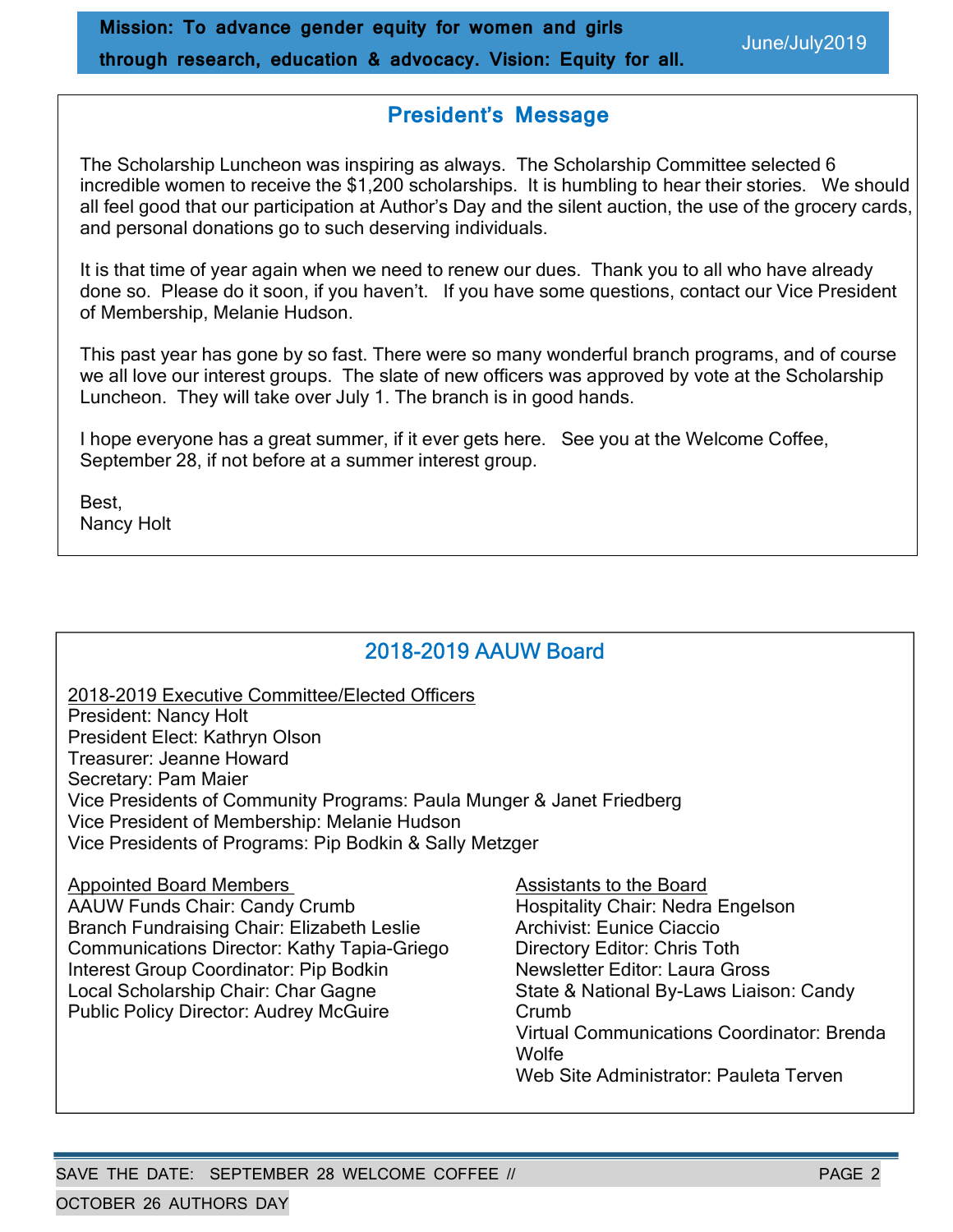**Mission: To advance gender equity for women and girls through research, education & advocacy. Vision: Equity for all.**

June/July2019

## President's Message

The Scholarship Luncheon was inspiring as always. The Scholarship Committee selected 6 incredible women to receive the $1,200 scholarships. It is humbling to hear their stories. We should all feel good that our participation at Author's Day and the silent auction, the use of the grocery cards, and personal donations go to such deserving individuals.

It is that time of year again when we need to renew our dues. Thank you to all who have already done so. Please do it soon, if you haven't. If you have some questions, contact our Vice President of Membership, Melanie Hudson.

This past year has gone by so fast. There were so many wonderful branch programs, and of course we all love our interest groups. The slate of new officers was approved by vote at the Scholarship Luncheon. They will take over July 1. The branch is in good hands.

I hope everyone has a great summer, if it ever gets here. See you at the Welcome Coffee, September 28, if not before at a summer interest group.

Best,
Nancy Holt

## 2018-2019 AAUW Board

2018-2019 Executive Committee/Elected Officers

President: Nancy Holt
President Elect: Kathryn Olson
Treasurer: Jeanne Howard
Secretary: Pam Maier
Vice Presidents of Community Programs: Paula Munger & Janet Friedberg
Vice President of Membership: Melanie Hudson
Vice Presidents of Programs: Pip Bodkin & Sally Metzger

Appointed Board Members

AAUW Funds Chair: Candy Crumb
Branch Fundraising Chair: Elizabeth Leslie
Communications Director: Kathy Tapia-Griego
Interest Group Coordinator: Pip Bodkin
Local Scholarship Chair: Char Gagne
Public Policy Director: Audrey McGuire

Assistants to the Board

Hospitality Chair: Nedra Engelson
Archivist: Eunice Ciaccio
Directory Editor: Chris Toth
Newsletter Editor: Laura Gross
State & National By-Laws Liaison: Candy Crumb
Virtual Communications Coordinator: Brenda Wolfe
Web Site Administrator: Pauleta Terven

SAVE THE DATE: SEPTEMBER 28 WELCOME COFFEE // OCTOBER 26 AUTHORS DAY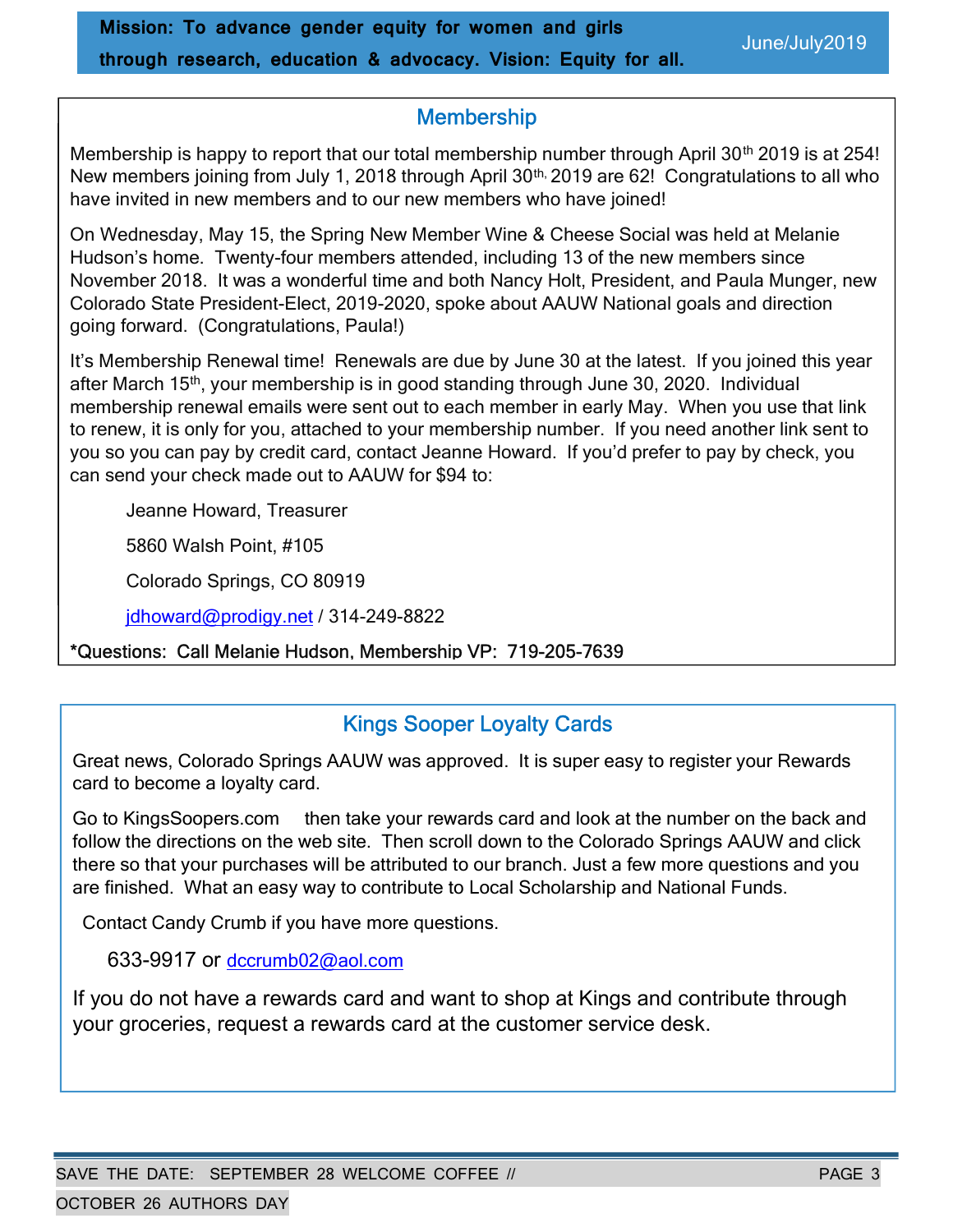## Membership

Membership is happy to report that our total membership number through April 30th 2019 is at 254! New members joining from July 1, 2018 through April 30th, 2019 are 62! Congratulations to all who have invited in new members and to our new members who have joined!

On Wednesday, May 15, the Spring New Member Wine & Cheese Social was held at Melanie Hudson's home. Twenty-four members attended, including 13 of the new members since November 2018. It was a wonderful time and both Nancy Holt, President, and Paula Munger, new Colorado State President-Elect, 2019-2020, spoke about AAUW National goals and direction going forward. (Congratulations, Paula!)

It's Membership Renewal time! Renewals are due by June 30 at the latest. If you joined this year after March 15th, your membership is in good standing through June 30, 2020. Individual membership renewal emails were sent out to each member in early May. When you use that link to renew, it is only for you, attached to your membership number. If you need another link sent to you so you can pay by credit card, contact Jeanne Howard. If you'd prefer to pay by check, you can send your check made out to AAUW for $94 to:

Jeanne Howard, Treasurer

5860 Walsh Point, #105

Colorado Springs, CO 80919

jdhoward@prodigy.net / 314-249-8822

**\*Questions: Call Melanie Hudson, Membership VP: 719-205-7639**

## Kings Sooper Loyalty Cards

Great news, Colorado Springs AAUW was approved. It is super easy to register your Rewards card to become a loyalty card.

Go to KingsSoopers.com then take your rewards card and look at the number on the back and follow the directions on the web site. Then scroll down to the Colorado Springs AAUW and click there so that your purchases will be attributed to our branch. Just a few more questions and you are finished. What an easy way to contribute to Local Scholarship and National Funds.

Contact Candy Crumb if you have more questions.

633-9917 or dccrumb02@aol.com

If you do not have a rewards card and want to shop at Kings and contribute through your groceries, request a rewards card at the customer service desk.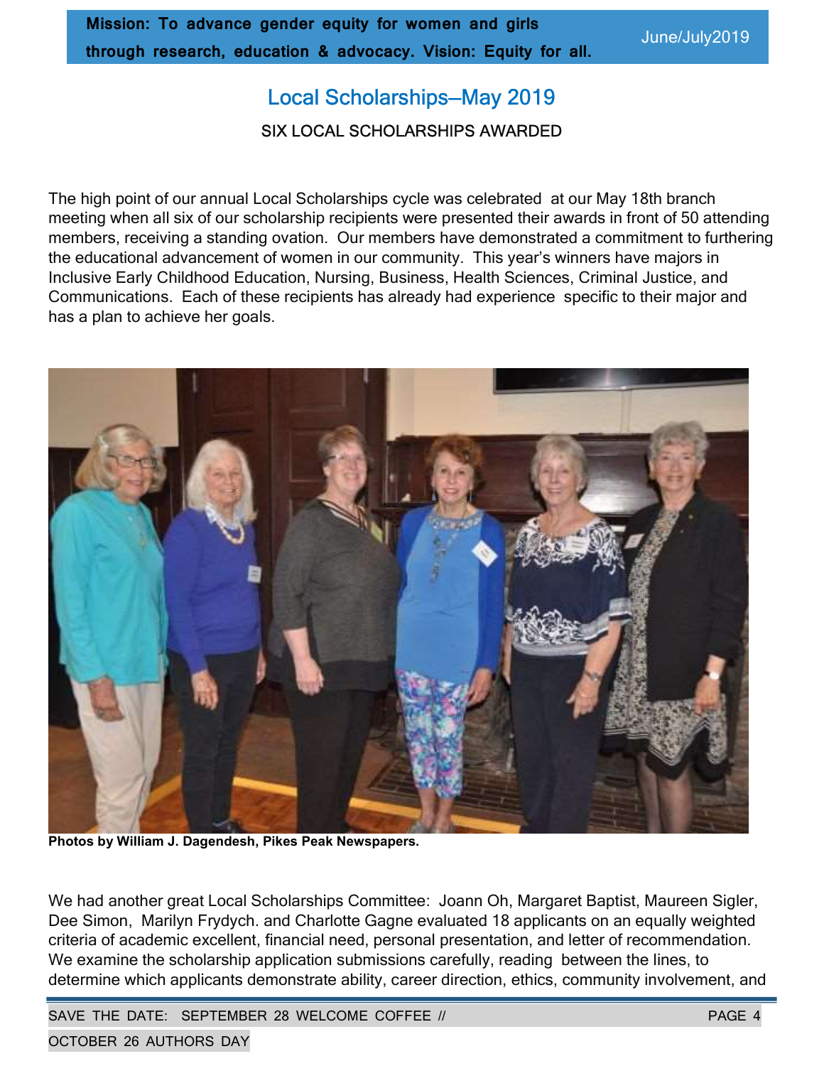# Local Scholarships—May 2019

## SIX LOCAL SCHOLARSHIPS AWARDED

The high point of our annual Local Scholarships cycle was celebrated at our May 18th branch meeting when all six of our scholarship recipients were presented their awards in front of 50 attending members, receiving a standing ovation. Our members have demonstrated a commitment to furthering the educational advancement of women in our community. This year's winners have majors in Inclusive Early Childhood Education, Nursing, Business, Health Sciences, Criminal Justice, and Communications. Each of these recipients has already had experience specific to their major and has a plan to achieve her goals.

**Photos by William J. Dagendesh, Pikes Peak Newspapers.**

We had another great Local Scholarships Committee: Joann Oh, Margaret Baptist, Maureen Sigler, Dee Simon, Marilyn Frydych. and Charlotte Gagne evaluated 18 applicants on an equally weighted criteria of academic excellent, financial need, personal presentation, and letter of recommendation. We examine the scholarship application submissions carefully, reading between the lines, to determine which applicants demonstrate ability, career direction, ethics, community involvement, and

SAVE THE DATE: SEPTEMBER 28 WELCOME COFFEE // OCTOBER 26 AUTHORS DAY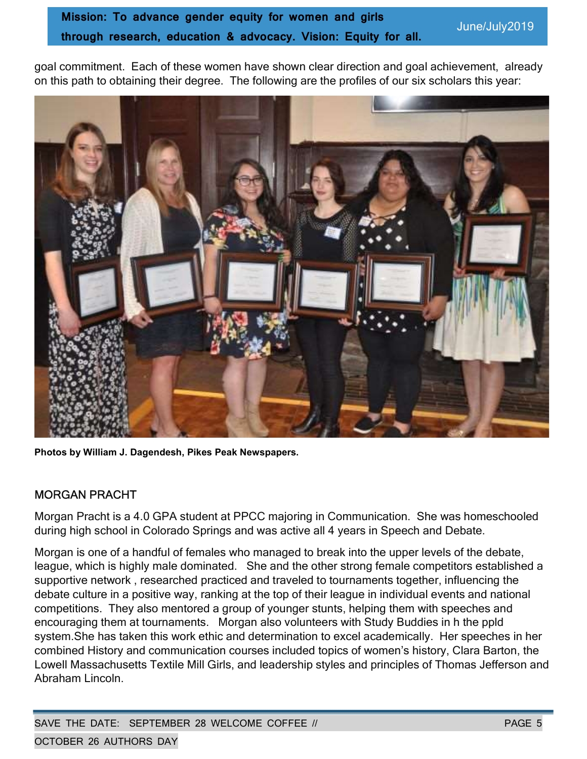goal commitment. Each of these women have shown clear direction and goal achievement, already on this path to obtaining their degree. The following are the profiles of our six scholars this year:

**Photos by William J. Dagendesh, Pikes Peak Newspapers.**

## MORGAN PRACHT

Morgan Pracht is a 4.0 GPA student at PPCC majoring in Communication. She was homeschooled during high school in Colorado Springs and was active all 4 years in Speech and Debate.

Morgan is one of a handful of females who managed to break into the upper levels of the debate, league, which is highly male dominated. She and the other strong female competitors established a supportive network , researched practiced and traveled to tournaments together, influencing the debate culture in a positive way, ranking at the top of their league in individual events and national competitions. They also mentored a group of younger stunts, helping them with speeches and encouraging them at tournaments. Morgan also volunteers with Study Buddies in h the ppld system.She has taken this work ethic and determination to excel academically. Her speeches in her combined History and communication courses included topics of women's history, Clara Barton, the Lowell Massachusetts Textile Mill Girls, and leadership styles and principles of Thomas Jefferson and Abraham Lincoln.

SAVE THE DATE: SEPTEMBER 28 WELCOME COFFEE // OCTOBER 26 AUTHORS DAY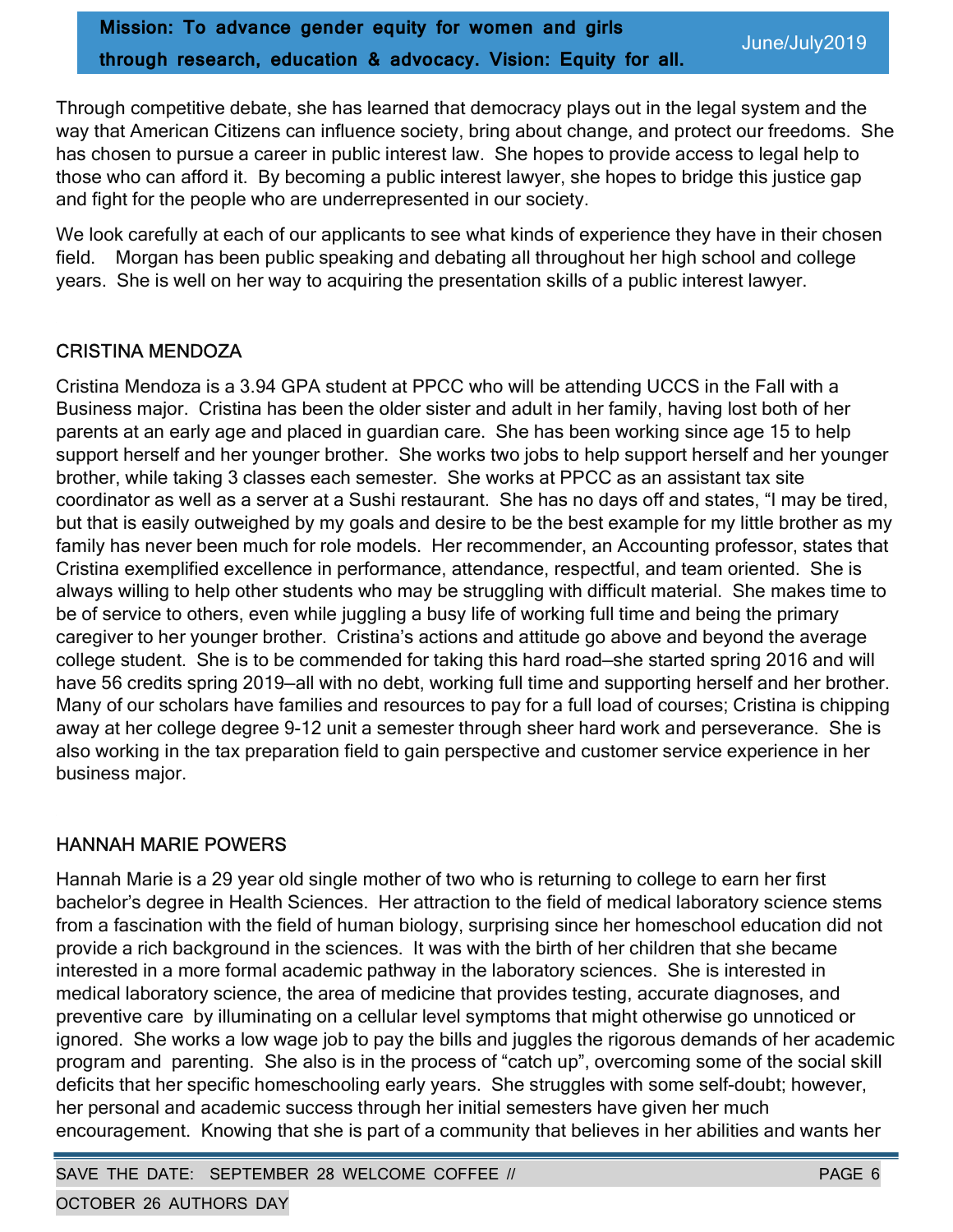Through competitive debate, she has learned that democracy plays out in the legal system and the way that American Citizens can influence society, bring about change, and protect our freedoms. She has chosen to pursue a career in public interest law. She hopes to provide access to legal help to those who can afford it. By becoming a public interest lawyer, she hopes to bridge this justice gap and fight for the people who are underrepresented in our society.

We look carefully at each of our applicants to see what kinds of experience they have in their chosen field. Morgan has been public speaking and debating all throughout her high school and college years. She is well on her way to acquiring the presentation skills of a public interest lawyer.

## CRISTINA MENDOZA

Cristina Mendoza is a 3.94 GPA student at PPCC who will be attending UCCS in the Fall with a Business major. Cristina has been the older sister and adult in her family, having lost both of her parents at an early age and placed in guardian care. She has been working since age 15 to help support herself and her younger brother. She works two jobs to help support herself and her younger brother, while taking 3 classes each semester. She works at PPCC as an assistant tax site coordinator as well as a server at a Sushi restaurant. She has no days off and states, "I may be tired, but that is easily outweighed by my goals and desire to be the best example for my little brother as my family has never been much for role models. Her recommender, an Accounting professor, states that Cristina exemplified excellence in performance, attendance, respectful, and team oriented. She is always willing to help other students who may be struggling with difficult material. She makes time to be of service to others, even while juggling a busy life of working full time and being the primary caregiver to her younger brother. Cristina's actions and attitude go above and beyond the average college student. She is to be commended for taking this hard road—she started spring 2016 and will have 56 credits spring 2019—all with no debt, working full time and supporting herself and her brother. Many of our scholars have families and resources to pay for a full load of courses; Cristina is chipping away at her college degree 9-12 unit a semester through sheer hard work and perseverance. She is also working in the tax preparation field to gain perspective and customer service experience in her business major.

## HANNAH MARIE POWERS

Hannah Marie is a 29 year old single mother of two who is returning to college to earn her first bachelor's degree in Health Sciences. Her attraction to the field of medical laboratory science stems from a fascination with the field of human biology, surprising since her homeschool education did not provide a rich background in the sciences. It was with the birth of her children that she became interested in a more formal academic pathway in the laboratory sciences. She is interested in medical laboratory science, the area of medicine that provides testing, accurate diagnoses, and preventive care by illuminating on a cellular level symptoms that might otherwise go unnoticed or ignored. She works a low wage job to pay the bills and juggles the rigorous demands of her academic program and parenting. She also is in the process of "catch up", overcoming some of the social skill deficits that her specific homeschooling early years. She struggles with some self-doubt; however, her personal and academic success through her initial semesters have given her much encouragement. Knowing that she is part of a community that believes in her abilities and wants her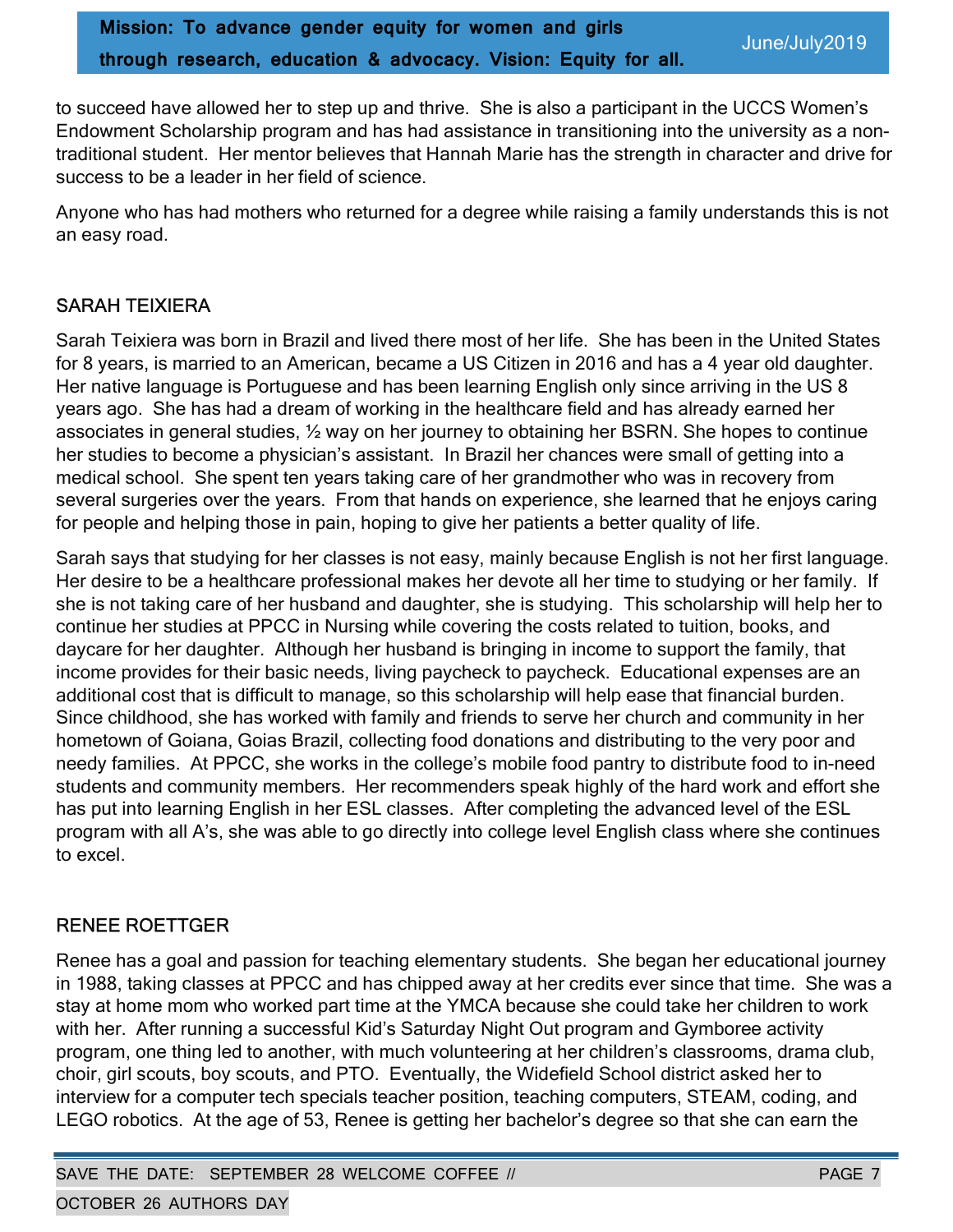to succeed have allowed her to step up and thrive. She is also a participant in the UCCS Women's Endowment Scholarship program and has had assistance in transitioning into the university as a non-traditional student. Her mentor believes that Hannah Marie has the strength in character and drive for success to be a leader in her field of science.

Anyone who has had mothers who returned for a degree while raising a family understands this is not an easy road.

## SARAH TEIXIERA

Sarah Teixiera was born in Brazil and lived there most of her life. She has been in the United States for 8 years, is married to an American, became a US Citizen in 2016 and has a 4 year old daughter. Her native language is Portuguese and has been learning English only since arriving in the US 8 years ago. She has had a dream of working in the healthcare field and has already earned her associates in general studies, ½ way on her journey to obtaining her BSRN. She hopes to continue her studies to become a physician's assistant. In Brazil her chances were small of getting into a medical school. She spent ten years taking care of her grandmother who was in recovery from several surgeries over the years. From that hands on experience, she learned that he enjoys caring for people and helping those in pain, hoping to give her patients a better quality of life.

Sarah says that studying for her classes is not easy, mainly because English is not her first language. Her desire to be a healthcare professional makes her devote all her time to studying or her family. If she is not taking care of her husband and daughter, she is studying. This scholarship will help her to continue her studies at PPCC in Nursing while covering the costs related to tuition, books, and daycare for her daughter. Although her husband is bringing in income to support the family, that income provides for their basic needs, living paycheck to paycheck. Educational expenses are an additional cost that is difficult to manage, so this scholarship will help ease that financial burden. Since childhood, she has worked with family and friends to serve her church and community in her hometown of Goiana, Goias Brazil, collecting food donations and distributing to the very poor and needy families. At PPCC, she works in the college's mobile food pantry to distribute food to in-need students and community members. Her recommenders speak highly of the hard work and effort she has put into learning English in her ESL classes. After completing the advanced level of the ESL program with all A's, she was able to go directly into college level English class where she continues to excel.

## RENEE ROETTGER

Renee has a goal and passion for teaching elementary students. She began her educational journey in 1988, taking classes at PPCC and has chipped away at her credits ever since that time. She was a stay at home mom who worked part time at the YMCA because she could take her children to work with her. After running a successful Kid's Saturday Night Out program and Gymboree activity program, one thing led to another, with much volunteering at her children's classrooms, drama club, choir, girl scouts, boy scouts, and PTO. Eventually, the Widefield School district asked her to interview for a computer tech specials teacher position, teaching computers, STEAM, coding, and LEGO robotics. At the age of 53, Renee is getting her bachelor's degree so that she can earn the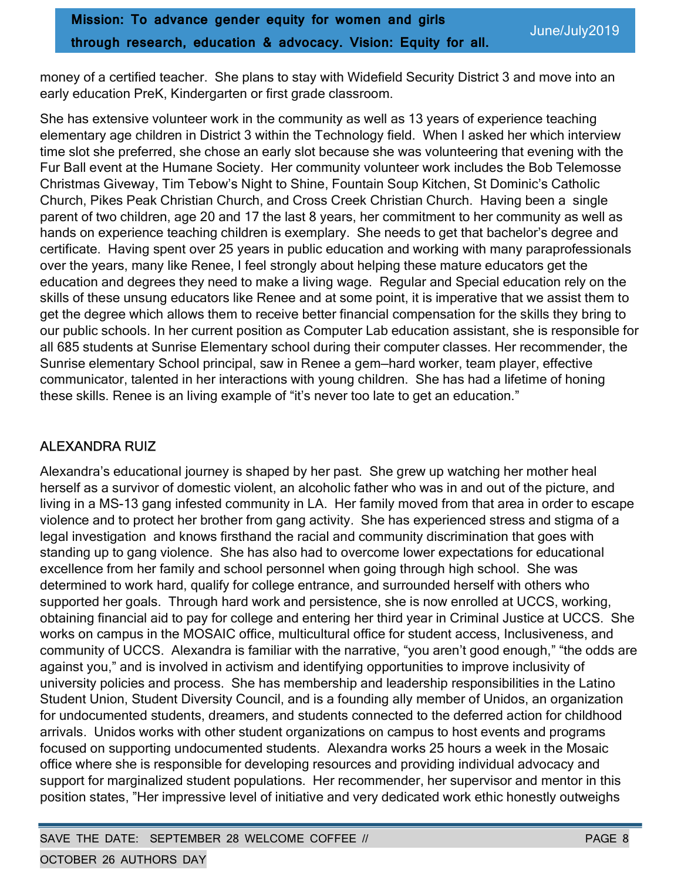money of a certified teacher. She plans to stay with Widefield Security District 3 and move into an early education PreK, Kindergarten or first grade classroom.

She has extensive volunteer work in the community as well as 13 years of experience teaching elementary age children in District 3 within the Technology field. When I asked her which interview time slot she preferred, she chose an early slot because she was volunteering that evening with the Fur Ball event at the Humane Society. Her community volunteer work includes the Bob Telemosse Christmas Giveway, Tim Tebow's Night to Shine, Fountain Soup Kitchen, St Dominic's Catholic Church, Pikes Peak Christian Church, and Cross Creek Christian Church. Having been a single parent of two children, age 20 and 17 the last 8 years, her commitment to her community as well as hands on experience teaching children is exemplary. She needs to get that bachelor's degree and certificate. Having spent over 25 years in public education and working with many paraprofessionals over the years, many like Renee, I feel strongly about helping these mature educators get the education and degrees they need to make a living wage. Regular and Special education rely on the skills of these unsung educators like Renee and at some point, it is imperative that we assist them to get the degree which allows them to receive better financial compensation for the skills they bring to our public schools. In her current position as Computer Lab education assistant, she is responsible for all 685 students at Sunrise Elementary school during their computer classes. Her recommender, the Sunrise elementary School principal, saw in Renee a gem—hard worker, team player, effective communicator, talented in her interactions with young children. She has had a lifetime of honing these skills. Renee is an living example of "it's never too late to get an education."

## ALEXANDRA RUIZ

Alexandra's educational journey is shaped by her past. She grew up watching her mother heal herself as a survivor of domestic violent, an alcoholic father who was in and out of the picture, and living in a MS-13 gang infested community in LA. Her family moved from that area in order to escape violence and to protect her brother from gang activity. She has experienced stress and stigma of a legal investigation and knows firsthand the racial and community discrimination that goes with standing up to gang violence. She has also had to overcome lower expectations for educational excellence from her family and school personnel when going through high school. She was determined to work hard, qualify for college entrance, and surrounded herself with others who supported her goals. Through hard work and persistence, she is now enrolled at UCCS, working, obtaining financial aid to pay for college and entering her third year in Criminal Justice at UCCS. She works on campus in the MOSAIC office, multicultural office for student access, Inclusiveness, and community of UCCS. Alexandra is familiar with the narrative, "you aren't good enough," "the odds are against you," and is involved in activism and identifying opportunities to improve inclusivity of university policies and process. She has membership and leadership responsibilities in the Latino Student Union, Student Diversity Council, and is a founding ally member of Unidos, an organization for undocumented students, dreamers, and students connected to the deferred action for childhood arrivals. Unidos works with other student organizations on campus to host events and programs focused on supporting undocumented students. Alexandra works 25 hours a week in the Mosaic office where she is responsible for developing resources and providing individual advocacy and support for marginalized student populations. Her recommender, her supervisor and mentor in this position states, "Her impressive level of initiative and very dedicated work ethic honestly outweighs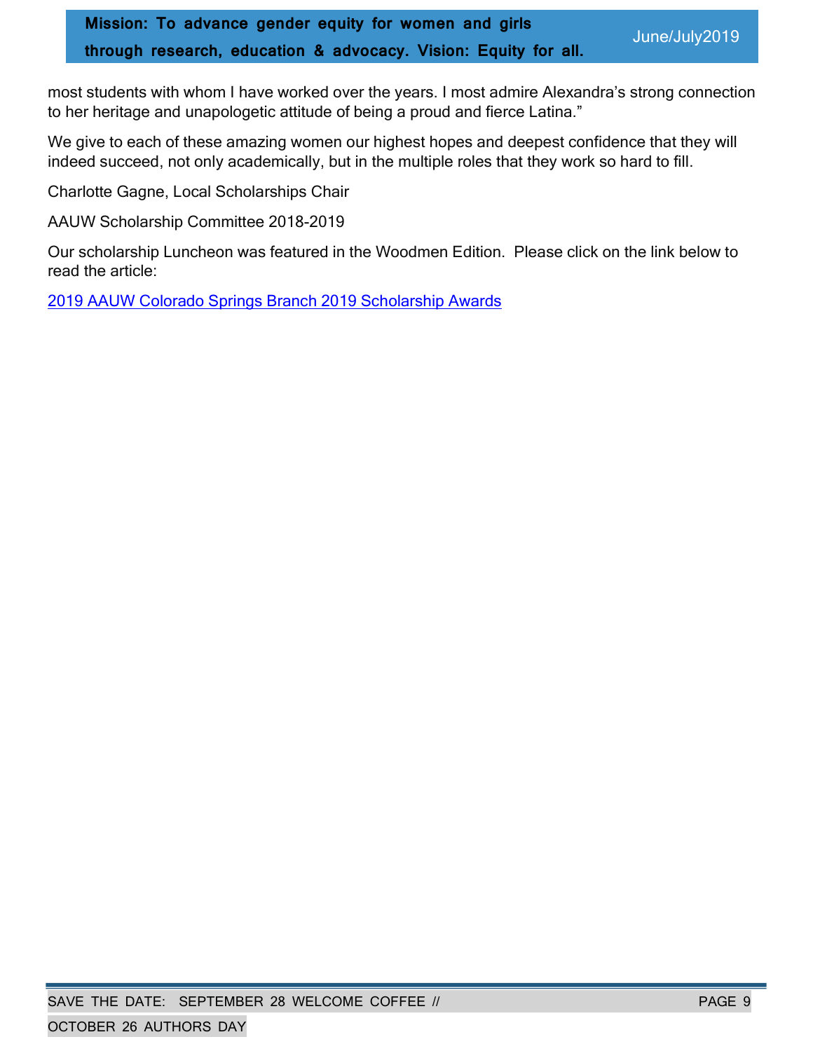most students with whom I have worked over the years. I most admire Alexandra's strong connection to her heritage and unapologetic attitude of being a proud and fierce Latina."

We give to each of these amazing women our highest hopes and deepest confidence that they will indeed succeed, not only academically, but in the multiple roles that they work so hard to fill.

Charlotte Gagne, Local Scholarships Chair

AAUW Scholarship Committee 2018-2019

Our scholarship Luncheon was featured in the Woodmen Edition. Please click on the link below to read the article:

2019 AAUW Colorado Springs Branch 2019 Scholarship Awards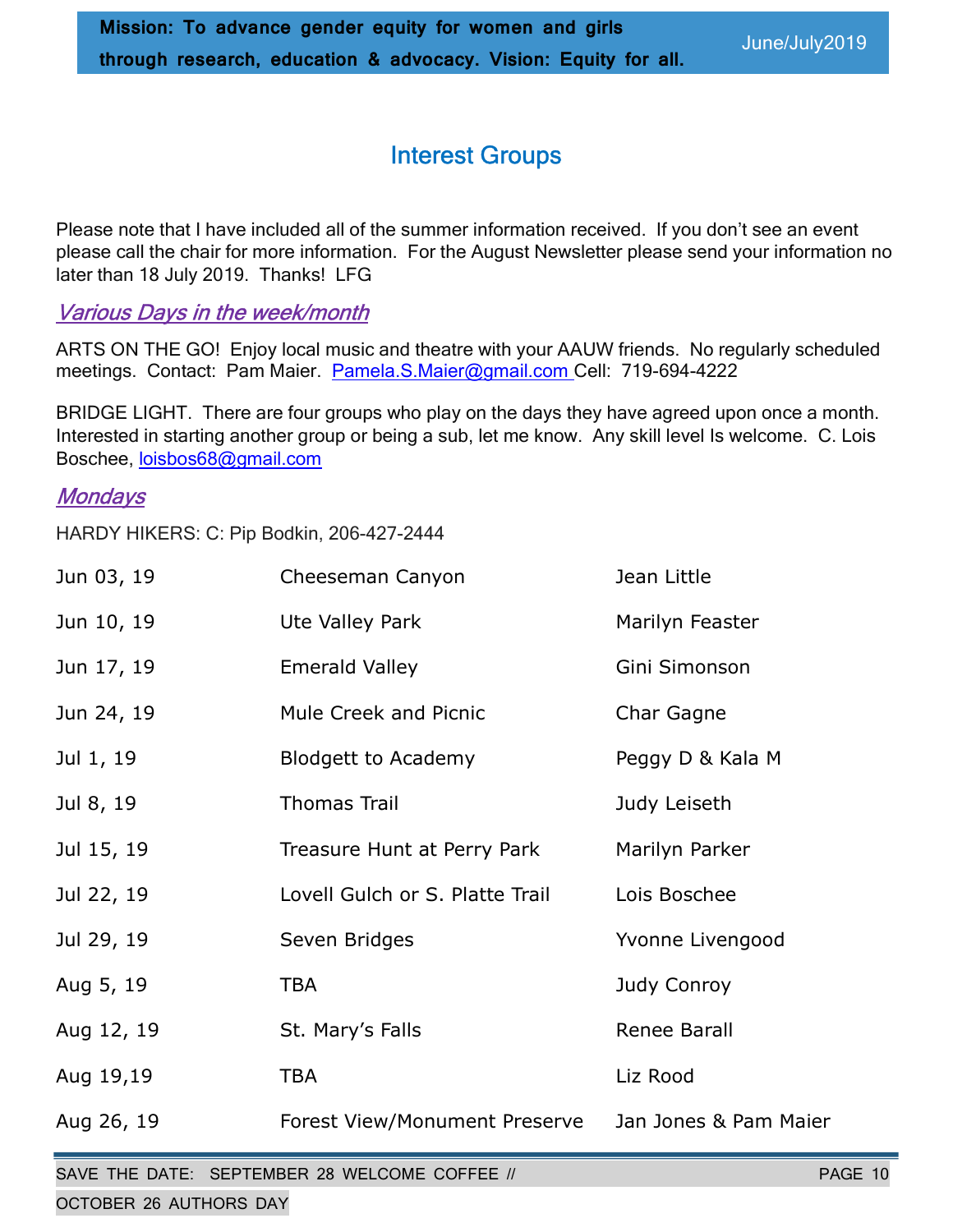## Interest Groups

Please note that I have included all of the summer information received. If you don't see an event please call the chair for more information. For the August Newsletter please send your information no later than 18 July 2019. Thanks! LFG

### *Various Days in the week/month*

ARTS ON THE GO! Enjoy local music and theatre with your AAUW friends. No regularly scheduled meetings. Contact: Pam Maier. Pamela.S.Maier@gmail.com Cell: 719-694-4222

BRIDGE LIGHT. There are four groups who play on the days they have agreed upon once a month. Interested in starting another group or being a sub, let me know. Any skill level Is welcome. C. Lois Boschee, loisbos68@gmail.com

### *Mondays*

HARDY HIKERS: C: Pip Bodkin, 206-427-2444

| | | |
|---|---|---|
| Jun 03, 19 | Cheeseman Canyon | Jean Little |
| Jun 10, 19 | Ute Valley Park | Marilyn Feaster |
| Jun 17, 19 | Emerald Valley | Gini Simonson |
| Jun 24, 19 | Mule Creek and Picnic | Char Gagne |
| Jul 1, 19 | Blodgett to Academy | Peggy D & Kala M |
| Jul 8, 19 | Thomas Trail | Judy Leiseth |
| Jul 15, 19 | Treasure Hunt at Perry Park | Marilyn Parker |
| Jul 22, 19 | Lovell Gulch or S. Platte Trail | Lois Boschee |
| Jul 29, 19 | Seven Bridges | Yvonne Livengood |
| Aug 5, 19 | TBA | Judy Conroy |
| Aug 12, 19 | St. Mary's Falls | Renee Barall |
| Aug 19,19 | TBA | Liz Rood |
| Aug 26, 19 | Forest View/Monument Preserve | Jan Jones & Pam Maier |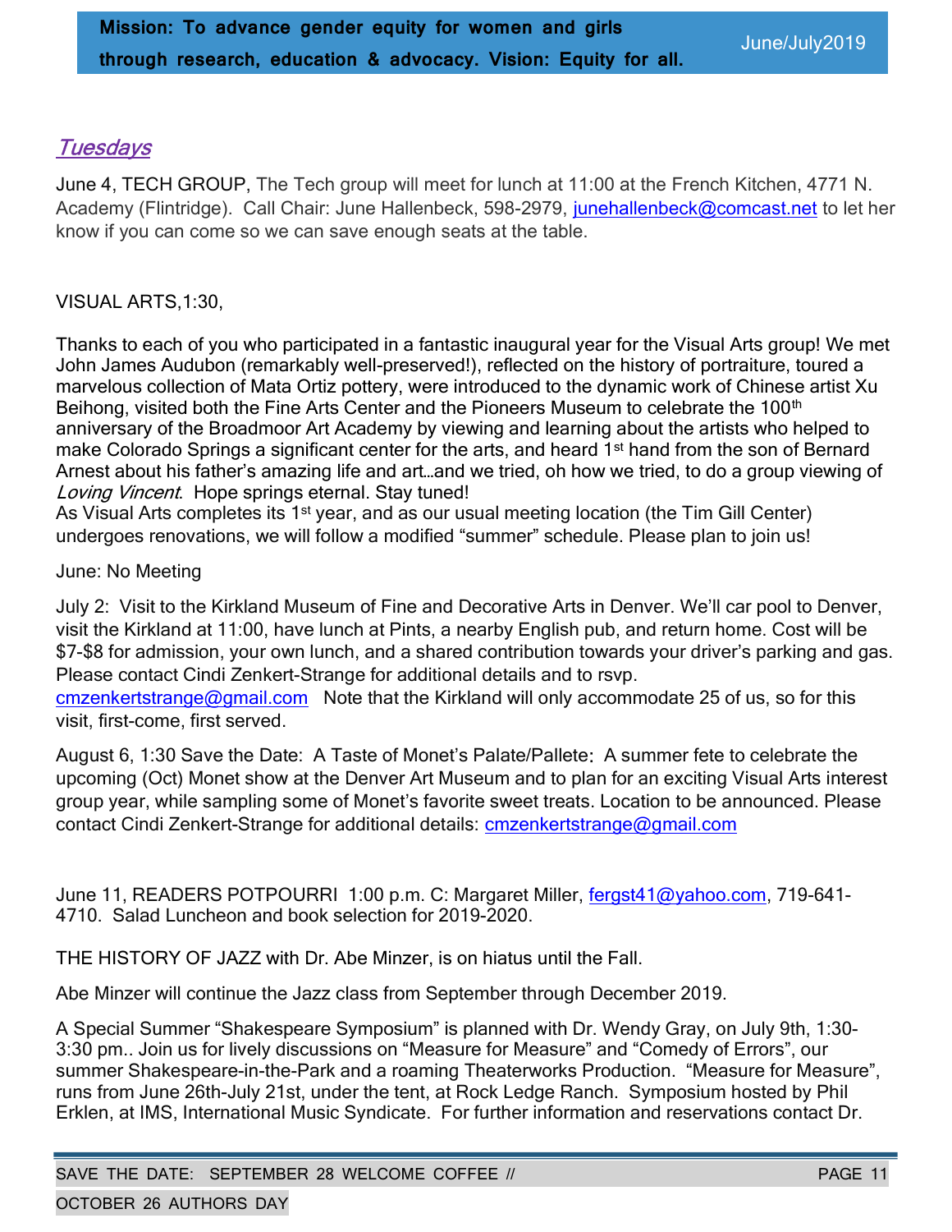## *Tuesdays*

June 4, TECH GROUP, The Tech group will meet for lunch at 11:00 at the French Kitchen, 4771 N. Academy (Flintridge). Call Chair: June Hallenbeck, 598-2979, junehallenbeck@comcast.net to let her know if you can come so we can save enough seats at the table.

VISUAL ARTS,1:30,

Thanks to each of you who participated in a fantastic inaugural year for the Visual Arts group! We met John James Audubon (remarkably well-preserved!), reflected on the history of portraiture, toured a marvelous collection of Mata Ortiz pottery, were introduced to the dynamic work of Chinese artist Xu Beihong, visited both the Fine Arts Center and the Pioneers Museum to celebrate the 100th anniversary of the Broadmoor Art Academy by viewing and learning about the artists who helped to make Colorado Springs a significant center for the arts, and heard 1st hand from the son of Bernard Arnest about his father's amazing life and art…and we tried, oh how we tried, to do a group viewing of *Loving Vincent*. Hope springs eternal. Stay tuned!
As Visual Arts completes its 1st year, and as our usual meeting location (the Tim Gill Center) undergoes renovations, we will follow a modified "summer" schedule. Please plan to join us!

June: No Meeting

July 2: Visit to the Kirkland Museum of Fine and Decorative Arts in Denver. We'll car pool to Denver, visit the Kirkland at 11:00, have lunch at Pints, a nearby English pub, and return home. Cost will be $7-$8 for admission, your own lunch, and a shared contribution towards your driver's parking and gas. Please contact Cindi Zenkert-Strange for additional details and to rsvp. cmzenkertstrange@gmail.com Note that the Kirkland will only accommodate 25 of us, so for this visit, first-come, first served.

August 6, 1:30 Save the Date: A Taste of Monet's Palate/Pallete: A summer fete to celebrate the upcoming (Oct) Monet show at the Denver Art Museum and to plan for an exciting Visual Arts interest group year, while sampling some of Monet's favorite sweet treats. Location to be announced. Please contact Cindi Zenkert-Strange for additional details: cmzenkertstrange@gmail.com

June 11, READERS POTPOURRI 1:00 p.m. C: Margaret Miller, fergst41@yahoo.com, 719-641-4710. Salad Luncheon and book selection for 2019-2020.

THE HISTORY OF JAZZ with Dr. Abe Minzer, is on hiatus until the Fall.

Abe Minzer will continue the Jazz class from September through December 2019.

A Special Summer "Shakespeare Symposium" is planned with Dr. Wendy Gray, on July 9th, 1:30-3:30 pm.. Join us for lively discussions on "Measure for Measure" and "Comedy of Errors", our summer Shakespeare-in-the-Park and a roaming Theaterworks Production. "Measure for Measure", runs from June 26th-July 21st, under the tent, at Rock Ledge Ranch. Symposium hosted by Phil Erklen, at IMS, International Music Syndicate. For further information and reservations contact Dr.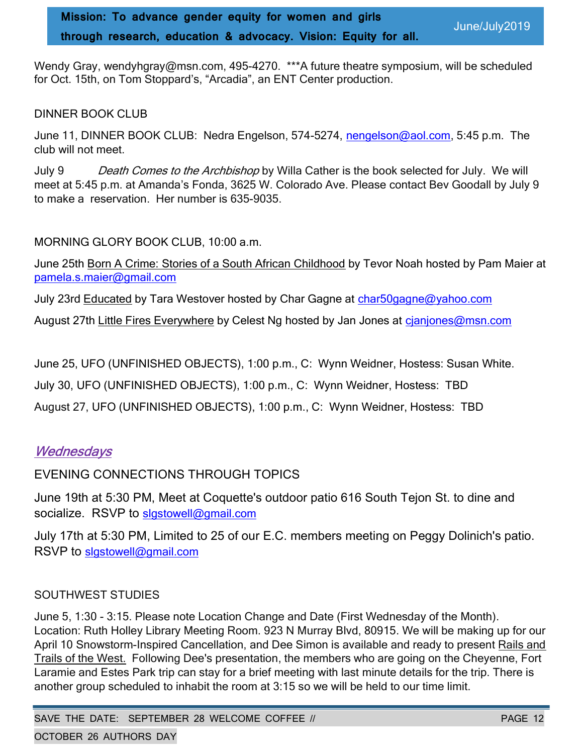Wendy Gray, wendyhgray@msn.com, 495-4270.  ***A future theatre symposium, will be scheduled for Oct. 15th, on Tom Stoppard's, "Arcadia", an ENT Center production.

DINNER BOOK CLUB

June 11, DINNER BOOK CLUB:  Nedra Engelson, 574-5274, nengelson@aol.com, 5:45 p.m.  The club will not meet.

July 9 *Death Comes to the Archbishop* by Willa Cather is the book selected for July.  We will meet at 5:45 p.m. at Amanda's Fonda, 3625 W. Colorado Ave. Please contact Bev Goodall by July 9 to make a reservation.  Her number is 635-9035.

MORNING GLORY BOOK CLUB, 10:00 a.m.

June 25th Born A Crime: Stories of a South African Childhood by Tevor Noah hosted by Pam Maier at pamela.s.maier@gmail.com

July 23rd Educated by Tara Westover hosted by Char Gagne at char50gagne@yahoo.com

August 27th Little Fires Everywhere by Celest Ng hosted by Jan Jones at cjanjones@msn.com

June 25, UFO (UNFINISHED OBJECTS), 1:00 p.m., C:  Wynn Weidner, Hostess: Susan White.

July 30, UFO (UNFINISHED OBJECTS), 1:00 p.m., C:  Wynn Weidner, Hostess:  TBD

August 27, UFO (UNFINISHED OBJECTS), 1:00 p.m., C:  Wynn Weidner, Hostess:  TBD

## *Wednesdays*

EVENING CONNECTIONS THROUGH TOPICS

June 19th at 5:30 PM, Meet at Coquette's outdoor patio 616 South Tejon St. to dine and socialize.  RSVP to slgstowell@gmail.com

July 17th at 5:30 PM, Limited to 25 of our E.C. members meeting on Peggy Dolinich's patio. RSVP to slgstowell@gmail.com

SOUTHWEST STUDIES

June 5, 1:30 - 3:15. Please note Location Change and Date (First Wednesday of the Month). Location: Ruth Holley Library Meeting Room. 923 N Murray Blvd, 80915. We will be making up for our April 10 Snowstorm-Inspired Cancellation, and Dee Simon is available and ready to present Rails and Trails of the West. Following Dee's presentation, the members who are going on the Cheyenne, Fort Laramie and Estes Park trip can stay for a brief meeting with last minute details for the trip. There is another group scheduled to inhabit the room at 3:15 so we will be held to our time limit.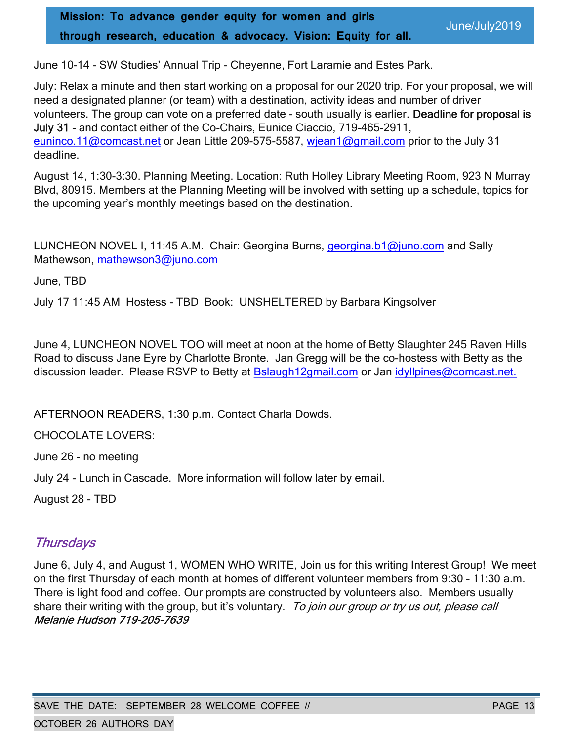June 10-14 - SW Studies' Annual Trip - Cheyenne, Fort Laramie and Estes Park.

July: Relax a minute and then start working on a proposal for our 2020 trip. For your proposal, we will need a designated planner (or team) with a destination, activity ideas and number of driver volunteers. The group can vote on a preferred date - south usually is earlier. Deadline for proposal is July 31 - and contact either of the Co-Chairs, Eunice Ciaccio, 719-465-2911, euninco.11@comcast.net or Jean Little 209-575-5587, wjean1@gmail.com prior to the July 31 deadline.

August 14, 1:30-3:30. Planning Meeting. Location: Ruth Holley Library Meeting Room, 923 N Murray Blvd, 80915. Members at the Planning Meeting will be involved with setting up a schedule, topics for the upcoming year's monthly meetings based on the destination.

LUNCHEON NOVEL I, 11:45 A.M. Chair: Georgina Burns, georgina.b1@juno.com and Sally Mathewson, mathewson3@juno.com

June, TBD

July 17 11:45 AM Hostess - TBD Book: UNSHELTERED by Barbara Kingsolver

June 4, LUNCHEON NOVEL TOO will meet at noon at the home of Betty Slaughter 245 Raven Hills Road to discuss Jane Eyre by Charlotte Bronte. Jan Gregg will be the co-hostess with Betty as the discussion leader. Please RSVP to Betty at Bslaugh12gmail.com or Jan idyllpines@comcast.net.

AFTERNOON READERS, 1:30 p.m. Contact Charla Dowds.

CHOCOLATE LOVERS:

June 26 - no meeting

July 24 - Lunch in Cascade. More information will follow later by email.

August 28 - TBD

## *Thursdays*

June 6, July 4, and August 1, WOMEN WHO WRITE, Join us for this writing Interest Group! We meet on the first Thursday of each month at homes of different volunteer members from 9:30 – 11:30 a.m. There is light food and coffee. Our prompts are constructed by volunteers also. Members usually share their writing with the group, but it's voluntary. *To join our group or try us out, please call Melanie Hudson 719-205-7639*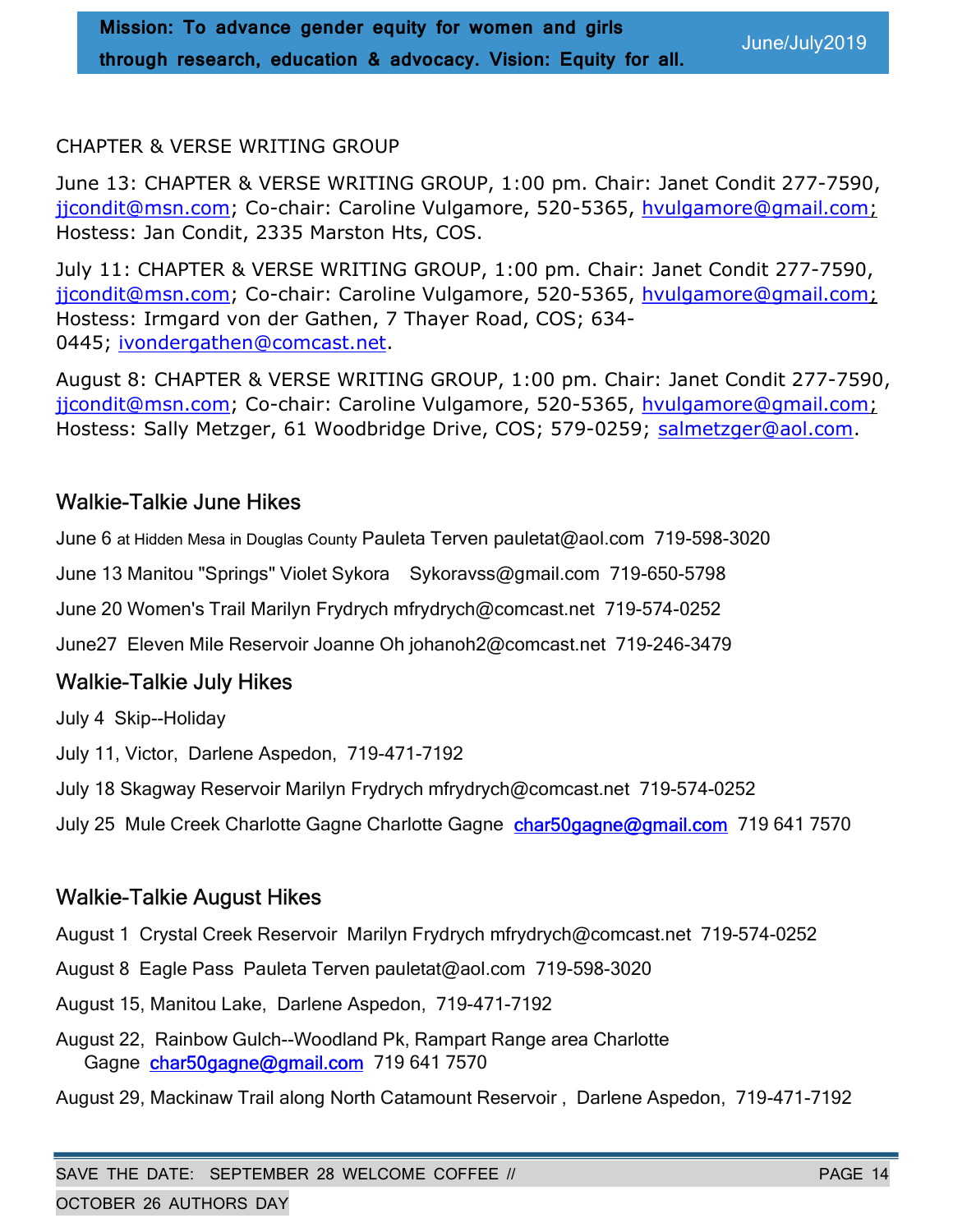CHAPTER & VERSE WRITING GROUP

June 13: CHAPTER & VERSE WRITING GROUP, 1:00 pm. Chair: Janet Condit 277-7590, jjcondit@msn.com; Co-chair: Caroline Vulgamore, 520-5365, hvulgamore@gmail.com; Hostess: Jan Condit, 2335 Marston Hts, COS.

July 11: CHAPTER & VERSE WRITING GROUP, 1:00 pm. Chair: Janet Condit 277-7590, jjcondit@msn.com; Co-chair: Caroline Vulgamore, 520-5365, hvulgamore@gmail.com; Hostess: Irmgard von der Gathen, 7 Thayer Road, COS; 634-0445; ivondergathen@comcast.net.

August 8: CHAPTER & VERSE WRITING GROUP, 1:00 pm. Chair: Janet Condit 277-7590, jjcondit@msn.com; Co-chair: Caroline Vulgamore, 520-5365, hvulgamore@gmail.com; Hostess: Sally Metzger, 61 Woodbridge Drive, COS; 579-0259; salmetzger@aol.com.

## Walkie-Talkie June Hikes

June 6 at Hidden Mesa in Douglas County Pauleta Terven pauletat@aol.com 719-598-3020

June 13 Manitou "Springs" Violet Sykora Sykoravss@gmail.com 719-650-5798

June 20 Women's Trail Marilyn Frydrych mfrydrych@comcast.net 719-574-0252

June27 Eleven Mile Reservoir Joanne Oh johanoh2@comcast.net 719-246-3479

## Walkie-Talkie July Hikes

July 4 Skip--Holiday

July 11, Victor, Darlene Aspedon, 719-471-7192

July 18 Skagway Reservoir Marilyn Frydrych mfrydrych@comcast.net 719-574-0252

July 25 Mule Creek Charlotte Gagne Charlotte Gagne char50gagne@gmail.com 719 641 7570

## Walkie-Talkie August Hikes

August 1 Crystal Creek Reservoir Marilyn Frydrych mfrydrych@comcast.net 719-574-0252

August 8 Eagle Pass Pauleta Terven pauletat@aol.com 719-598-3020

August 15, Manitou Lake, Darlene Aspedon, 719-471-7192

August 22, Rainbow Gulch--Woodland Pk, Rampart Range area Charlotte Gagne char50gagne@gmail.com 719 641 7570

August 29, Mackinaw Trail along North Catamount Reservoir , Darlene Aspedon, 719-471-7192

SAVE THE DATE: SEPTEMBER 28 WELCOME COFFEE // OCTOBER 26 AUTHORS DAY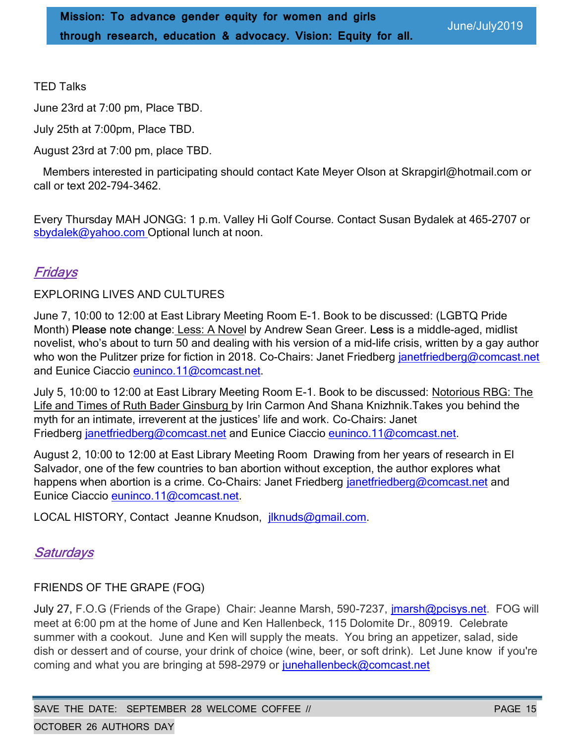TED Talks

June 23rd at 7:00 pm, Place TBD.

July 25th at 7:00pm, Place TBD.

August 23rd at 7:00 pm, place TBD.

Members interested in participating should contact Kate Meyer Olson at Skrapgirl@hotmail.com or call or text 202-794-3462.

Every Thursday MAH JONGG: 1 p.m. Valley Hi Golf Course. Contact Susan Bydalek at 465-2707 or sbydalek@yahoo.com Optional lunch at noon.

## *Fridays*

EXPLORING LIVES AND CULTURES

June 7, 10:00 to 12:00 at East Library Meeting Room E-1. Book to be discussed: (LGBTQ Pride Month) Please note change: Less: A Novel by Andrew Sean Greer. **Less** is a middle-aged, midlist novelist, who's about to turn 50 and dealing with his version of a mid-life crisis, written by a gay author who won the Pulitzer prize for fiction in 2018. Co-Chairs: Janet Friedberg janetfriedberg@comcast.net and Eunice Ciaccio euninco.11@comcast.net.

July 5, 10:00 to 12:00 at East Library Meeting Room E-1. Book to be discussed: Notorious RBG: The Life and Times of Ruth Bader Ginsburg by Irin Carmon And Shana Knizhnik.Takes you behind the myth for an intimate, irreverent at the justices' life and work. Co-Chairs: Janet Friedberg janetfriedberg@comcast.net and Eunice Ciaccio euninco.11@comcast.net.

August 2, 10:00 to 12:00 at East Library Meeting Room Drawing from her years of research in El Salvador, one of the few countries to ban abortion without exception, the author explores what happens when abortion is a crime. Co-Chairs: Janet Friedberg janetfriedberg@comcast.net and Eunice Ciaccio euninco.11@comcast.net.

LOCAL HISTORY, Contact Jeanne Knudson, jlknuds@gmail.com.

## *Saturdays*

FRIENDS OF THE GRAPE (FOG)

**July 27**, F.O.G (Friends of the Grape) Chair: Jeanne Marsh, 590-7237, jmarsh@pcisys.net. FOG will meet at 6:00 pm at the home of June and Ken Hallenbeck, 115 Dolomite Dr., 80919. Celebrate summer with a cookout. June and Ken will supply the meats. You bring an appetizer, salad, side dish or dessert and of course, your drink of choice (wine, beer, or soft drink). Let June know if you're coming and what you are bringing at 598-2979 or junehallenbeck@comcast.net